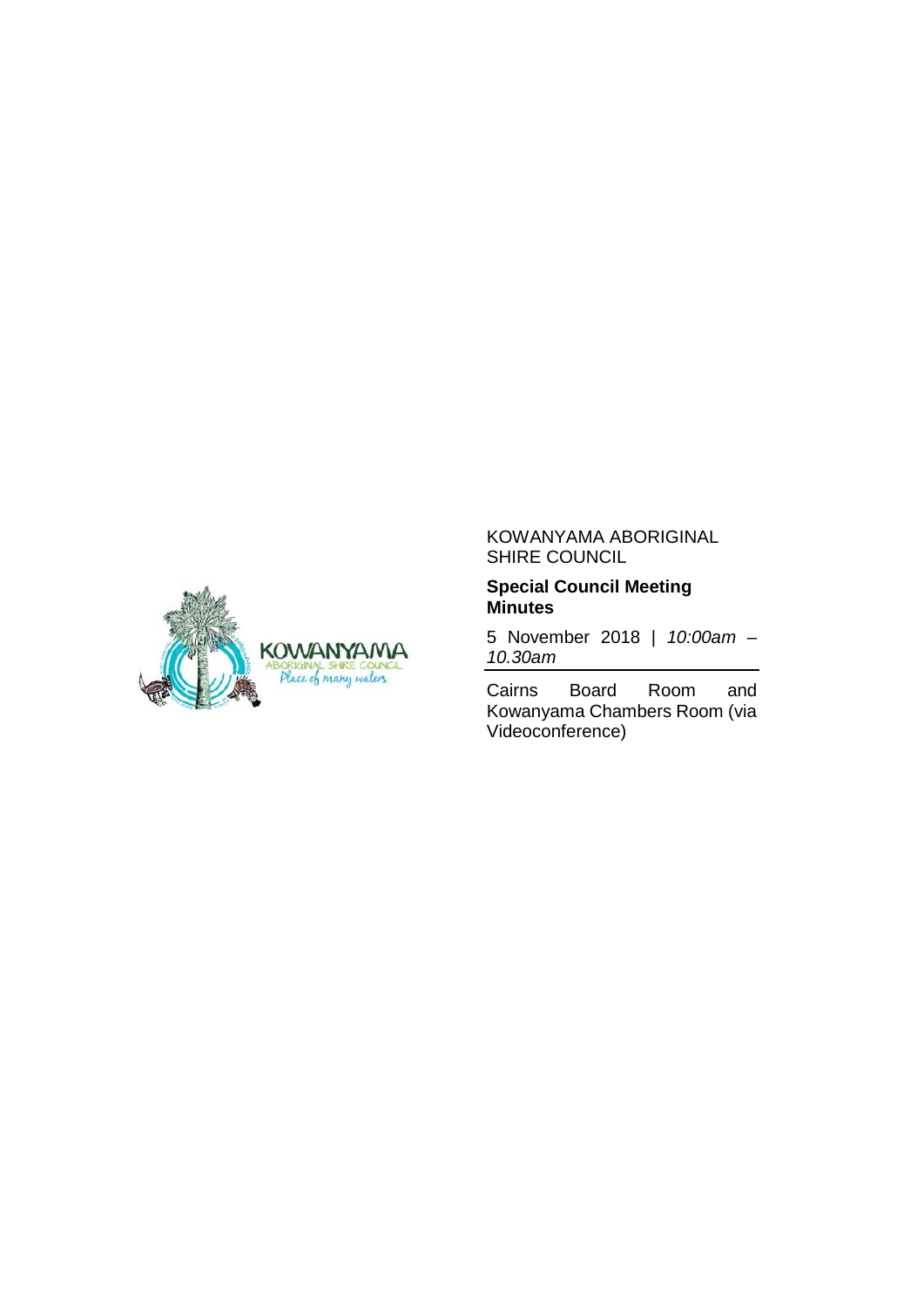KOWANYAMA ABORIGINAL SHIRE COUNCIL

**Special Council Meeting Minutes**

5 November 2018 | *10:00am – 10.30am*

Cairns Board Room and Kowanyama Chambers Room (via Videoconference)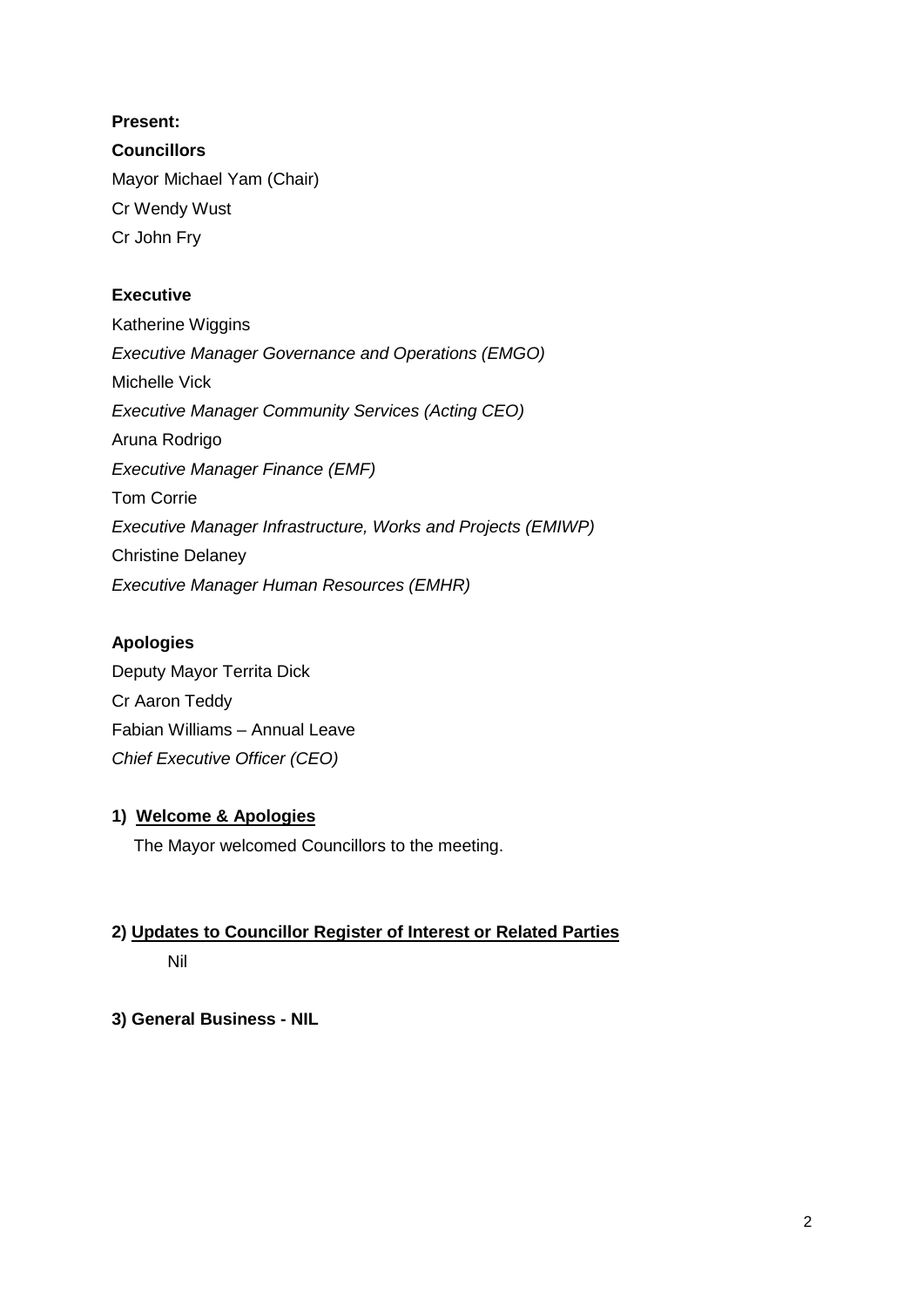**Present:**

**Councillors**

Mayor Michael Yam (Chair)

Cr Wendy Wust

Cr John Fry

**Executive**

Katherine Wiggins

*Executive Manager Governance and Operations (EMGO)*

Michelle Vick

*Executive Manager Community Services (Acting CEO)*

Aruna Rodrigo

*Executive Manager Finance (EMF)*

Tom Corrie

*Executive Manager Infrastructure, Works and Projects (EMIWP)*

Christine Delaney

*Executive Manager Human Resources (EMHR)*

**Apologies**

Deputy Mayor Territa Dick

Cr Aaron Teddy

Fabian Williams – Annual Leave

*Chief Executive Officer (CEO)*

**1) <u>Welcome & Apologies</u>**

The Mayor welcomed Councillors to the meeting.

**2) <u>Updates to Councillor Register of Interest or Related Parties</u>**

Nil

**3) General Business - NIL**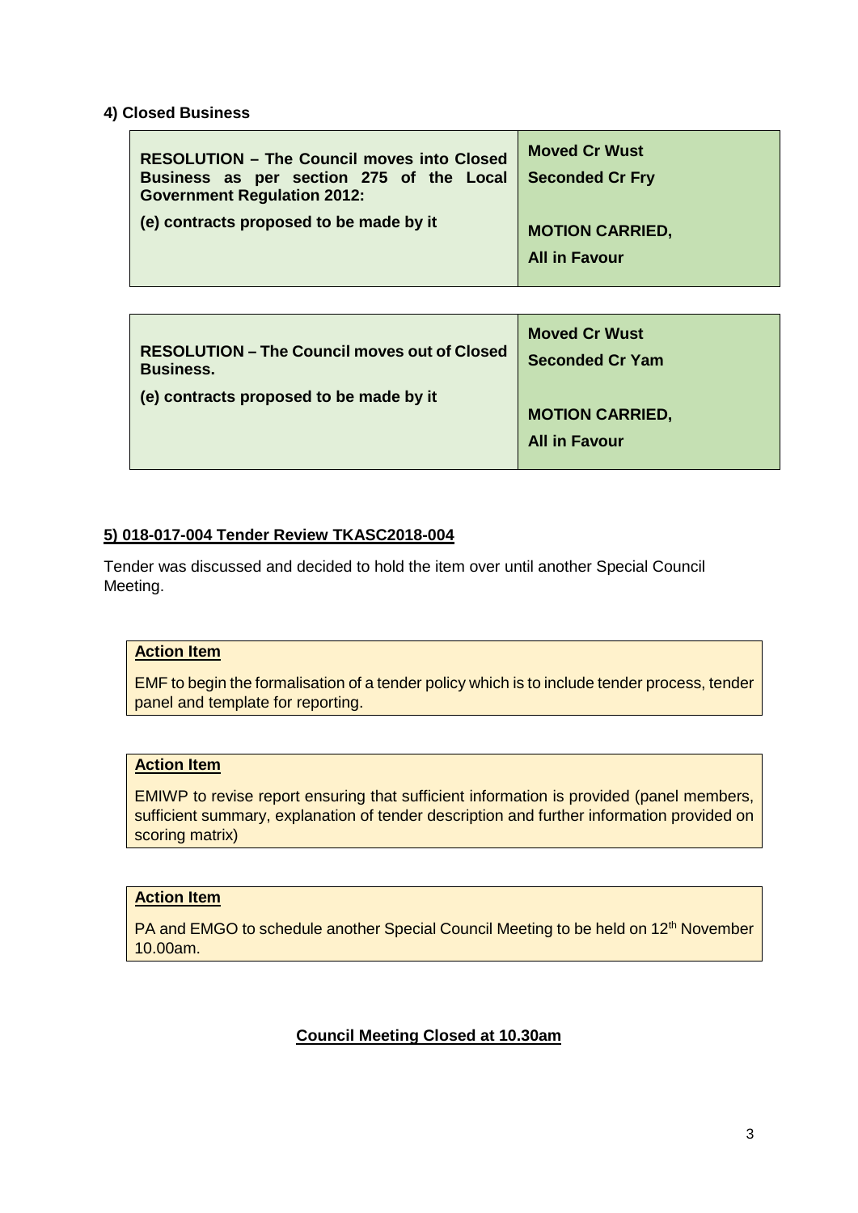**4) Closed Business**

| | |
|---|---|
| **RESOLUTION – The Council moves into Closed Business as per section 275 of the Local Government Regulation 2012:**<br>**(e) contracts proposed to be made by it** | **Moved Cr Wust**<br>**Seconded Cr Fry**<br><br>**MOTION CARRIED,**<br>**All in Favour** |

| | |
|---|---|
| **RESOLUTION – The Council moves out of Closed Business.**<br>**(e) contracts proposed to be made by it** | **Moved Cr Wust**<br>**Seconded Cr Yam**<br><br>**MOTION CARRIED,**<br>**All in Favour** |

**5) 018-017-004 Tender Review TKASC2018-004**

Tender was discussed and decided to hold the item over until another Special Council Meeting.

**Action Item**

EMF to begin the formalisation of a tender policy which is to include tender process, tender panel and template for reporting.

**Action Item**

EMIWP to revise report ensuring that sufficient information is provided (panel members, sufficient summary, explanation of tender description and further information provided on scoring matrix)

**Action Item**

PA and EMGO to schedule another Special Council Meeting to be held on 12th November 10.00am.

**Council Meeting Closed at 10.30am**